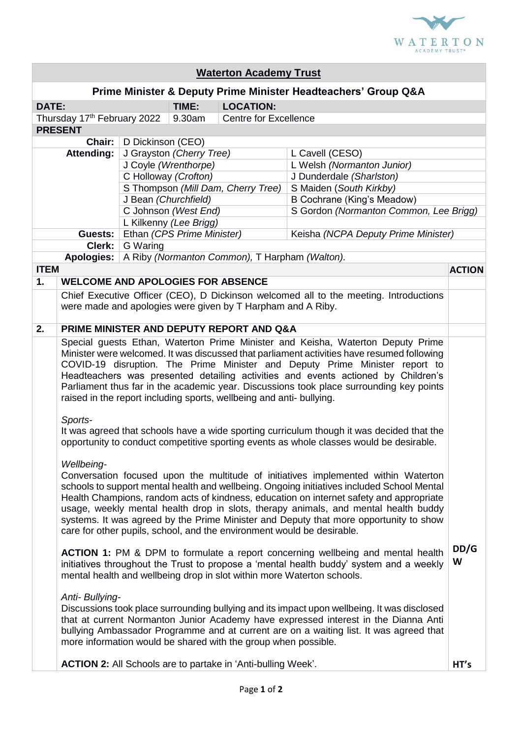# Waterton Academy Trust

## Prime Minister & Deputy Prime Minister Headteachers' Group Q&A

| DATE: | TIME: | LOCATION: |
|---|---|---|
| Thursday 17th February 2022 | 9.30am | Centre for Excellence |

**PRESENT**

| | | |
|---|---|---|
| **Chair:** | D Dickinson (CEO) | |
| **Attending:** | J Grayston *(Cherry Tree)* | L Cavell (CESO) |
| | J Coyle *(Wrenthorpe)* | L Welsh *(Normanton Junior)* |
| | C Holloway *(Crofton)* | J Dunderdale (*Sharlston)* |
| | S Thompson *(Mill Dam, Cherry Tree)* | S Maiden (*South Kirkby)* |
| | J Bean *(Churchfield)* | B Cochrane (King's Meadow) |
| | C Johnson *(West End)* | S Gordon *(Normanton Common, Lee Brigg)* |
| | L Kilkenny *(Lee Brigg)* | |
| **Guests:** | Ethan *(CPS Prime Minister)* | Keisha *(NCPA Deputy Prime Minister)* |
| **Clerk:** | G Waring | |
| **Apologies:** | A Riby *(Normanton Common),* T Harpham *(Walton).* | |

| ITEM | | ACTION |
|---|---|---|
| **1.** | **WELCOME AND APOLOGIES FOR ABSENCE** | |
| | Chief Executive Officer (CEO), D Dickinson welcomed all to the meeting. Introductions were made and apologies were given by T Harpham and A Riby. | |
| **2.** | **PRIME MINISTER AND DEPUTY REPORT AND Q&A** | |
| | Special guests Ethan, Waterton Prime Minister and Keisha, Waterton Deputy Prime Minister were welcomed. It was discussed that parliament activities have resumed following COVID-19 disruption. The Prime Minister and Deputy Prime Minister report to Headteachers was presented detailing activities and events actioned by Children's Parliament thus far in the academic year. Discussions took place surrounding key points raised in the report including sports, wellbeing and anti- bullying.<br><br>*Sports-*<br>It was agreed that schools have a wide sporting curriculum though it was decided that the opportunity to conduct competitive sporting events as whole classes would be desirable.<br><br>*Wellbeing-*<br>Conversation focused upon the multitude of initiatives implemented within Waterton schools to support mental health and wellbeing. Ongoing initiatives included School Mental Health Champions, random acts of kindness, education on internet safety and appropriate usage, weekly mental health drop in slots, therapy animals, and mental health buddy systems. It was agreed by the Prime Minister and Deputy that more opportunity to show care for other pupils, school, and the environment would be desirable. | |
| | **ACTION 1:** PM & DPM to formulate a report concerning wellbeing and mental health initiatives throughout the Trust to propose a 'mental health buddy' system and a weekly mental health and wellbeing drop in slot within more Waterton schools. | **DD/GW** |
| | *Anti- Bullying-*<br>Discussions took place surrounding bullying and its impact upon wellbeing. It was disclosed that at current Normanton Junior Academy have expressed interest in the Dianna Anti bullying Ambassador Programme and at current are on a waiting list. It was agreed that more information would be shared with the group when possible. | |
| | **ACTION 2:** All Schools are to partake in 'Anti-bulling Week'. | **HT's** |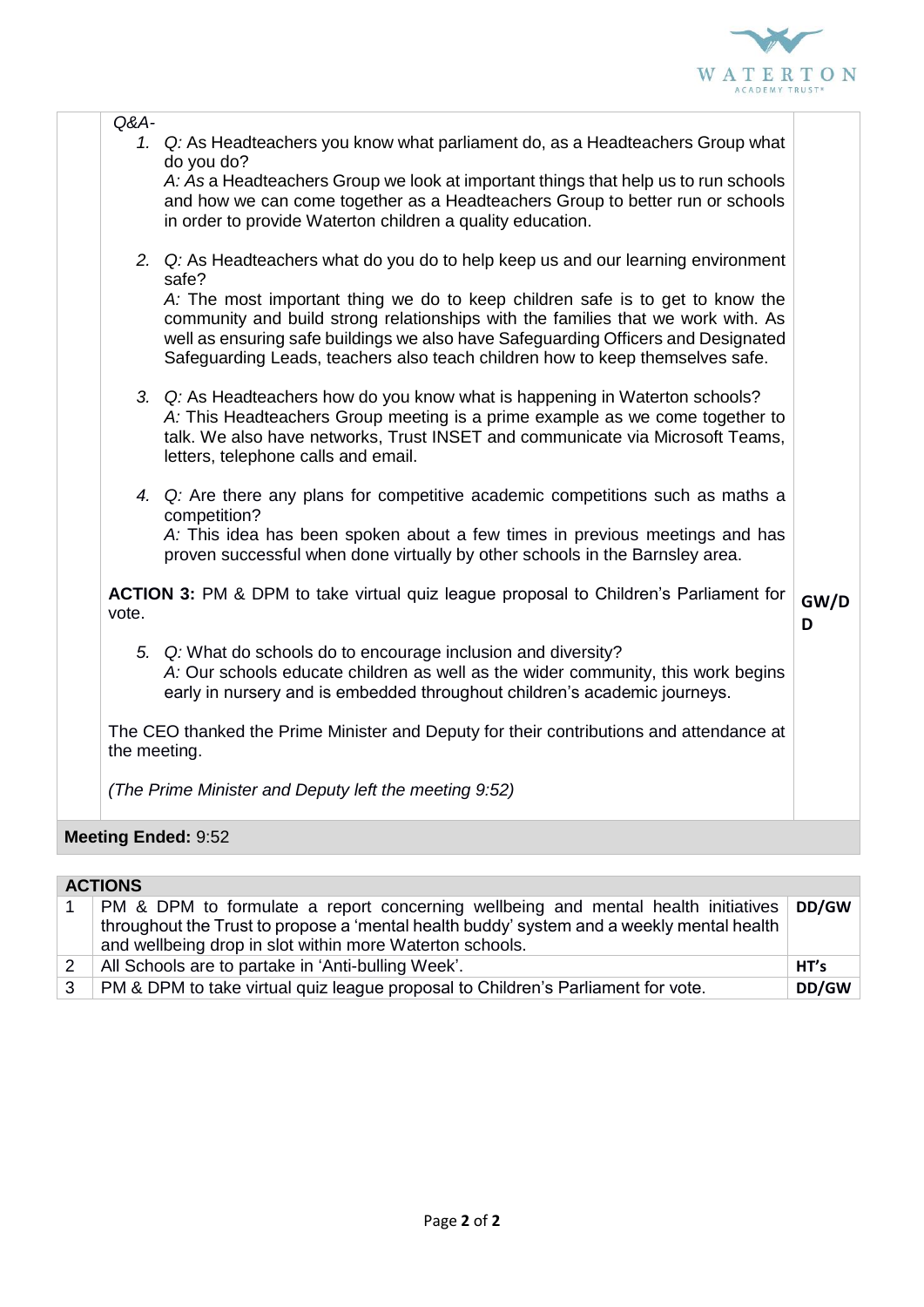*Q&A-*

1. *Q:* As Headteachers you know what parliament do, as a Headteachers Group what do you do?
   *A: As* a Headteachers Group we look at important things that help us to run schools and how we can come together as a Headteachers Group to better run or schools in order to provide Waterton children a quality education.

2. *Q:* As Headteachers what do you do to help keep us and our learning environment safe?
   *A:* The most important thing we do to keep children safe is to get to know the community and build strong relationships with the families that we work with. As well as ensuring safe buildings we also have Safeguarding Officers and Designated Safeguarding Leads, teachers also teach children how to keep themselves safe.

3. *Q:* As Headteachers how do you know what is happening in Waterton schools?
   *A:* This Headteachers Group meeting is a prime example as we come together to talk. We also have networks, Trust INSET and communicate via Microsoft Teams, letters, telephone calls and email.

4. *Q:* Are there any plans for competitive academic competitions such as maths a competition?
   *A:* This idea has been spoken about a few times in previous meetings and has proven successful when done virtually by other schools in the Barnsley area.

**ACTION 3:** PM & DPM to take virtual quiz league proposal to Children's Parliament for vote. **GW/DD**

5. *Q:* What do schools do to encourage inclusion and diversity?
   *A:* Our schools educate children as well as the wider community, this work begins early in nursery and is embedded throughout children's academic journeys.

The CEO thanked the Prime Minister and Deputy for their contributions and attendance at the meeting.

*(The Prime Minister and Deputy left the meeting 9:52)*

**Meeting Ended:** 9:52

| **ACTIONS** | | |
|---|---|---|
| 1 | PM & DPM to formulate a report concerning wellbeing and mental health initiatives throughout the Trust to propose a 'mental health buddy' system and a weekly mental health and wellbeing drop in slot within more Waterton schools. | **DD/GW** |
| 2 | All Schools are to partake in 'Anti-bulling Week'. | **HT's** |
| 3 | PM & DPM to take virtual quiz league proposal to Children's Parliament for vote. | **DD/GW** |